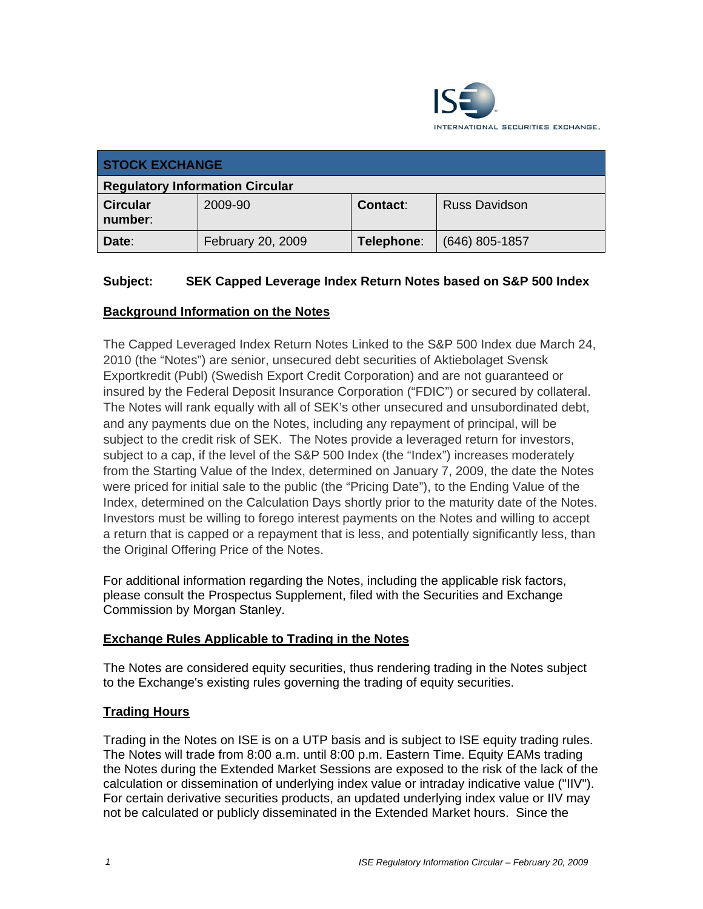| STOCK EXCHANGE | | | |
|---|---|---|---|
| Regulatory Information Circular | | | |
| **Circular number**: | 2009-90 | **Contact**: | Russ Davidson |
| **Date**: | February 20, 2009 | **Telephone**: | (646) 805-1857 |

**Subject: SEK Capped Leverage Index Return Notes based on S&P 500 Index**

## Background Information on the Notes

The Capped Leveraged Index Return Notes Linked to the S&P 500 Index due March 24, 2010 (the "Notes") are senior, unsecured debt securities of Aktiebolaget Svensk Exportkredit (Publ) (Swedish Export Credit Corporation) and are not guaranteed or insured by the Federal Deposit Insurance Corporation ("FDIC") or secured by collateral. The Notes will rank equally with all of SEK's other unsecured and unsubordinated debt, and any payments due on the Notes, including any repayment of principal, will be subject to the credit risk of SEK. The Notes provide a leveraged return for investors, subject to a cap, if the level of the S&P 500 Index (the "Index") increases moderately from the Starting Value of the Index, determined on January 7, 2009, the date the Notes were priced for initial sale to the public (the "Pricing Date"), to the Ending Value of the Index, determined on the Calculation Days shortly prior to the maturity date of the Notes. Investors must be willing to forego interest payments on the Notes and willing to accept a return that is capped or a repayment that is less, and potentially significantly less, than the Original Offering Price of the Notes.

For additional information regarding the Notes, including the applicable risk factors, please consult the Prospectus Supplement, filed with the Securities and Exchange Commission by Morgan Stanley.

## Exchange Rules Applicable to Trading in the Notes

The Notes are considered equity securities, thus rendering trading in the Notes subject to the Exchange's existing rules governing the trading of equity securities.

## Trading Hours

Trading in the Notes on ISE is on a UTP basis and is subject to ISE equity trading rules. The Notes will trade from 8:00 a.m. until 8:00 p.m. Eastern Time. Equity EAMs trading the Notes during the Extended Market Sessions are exposed to the risk of the lack of the calculation or dissemination of underlying index value or intraday indicative value ("IIV"). For certain derivative securities products, an updated underlying index value or IIV may not be calculated or publicly disseminated in the Extended Market hours. Since the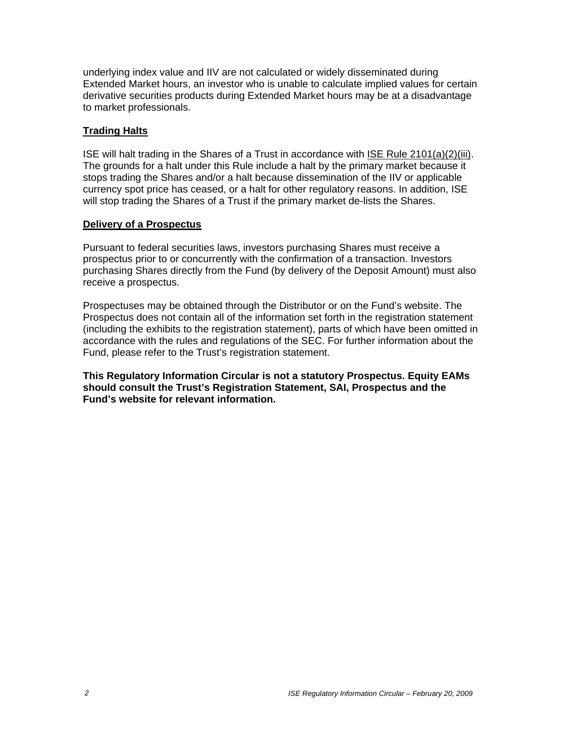underlying index value and IIV are not calculated or widely disseminated during Extended Market hours, an investor who is unable to calculate implied values for certain derivative securities products during Extended Market hours may be at a disadvantage to market professionals.

## Trading Halts

ISE will halt trading in the Shares of a Trust in accordance with ISE Rule 2101(a)(2)(iii). The grounds for a halt under this Rule include a halt by the primary market because it stops trading the Shares and/or a halt because dissemination of the IIV or applicable currency spot price has ceased, or a halt for other regulatory reasons. In addition, ISE will stop trading the Shares of a Trust if the primary market de-lists the Shares.

## Delivery of a Prospectus

Pursuant to federal securities laws, investors purchasing Shares must receive a prospectus prior to or concurrently with the confirmation of a transaction. Investors purchasing Shares directly from the Fund (by delivery of the Deposit Amount) must also receive a prospectus.

Prospectuses may be obtained through the Distributor or on the Fund's website. The Prospectus does not contain all of the information set forth in the registration statement (including the exhibits to the registration statement), parts of which have been omitted in accordance with the rules and regulations of the SEC. For further information about the Fund, please refer to the Trust's registration statement.

**This Regulatory Information Circular is not a statutory Prospectus. Equity EAMs should consult the Trust's Registration Statement, SAI, Prospectus and the Fund's website for relevant information.**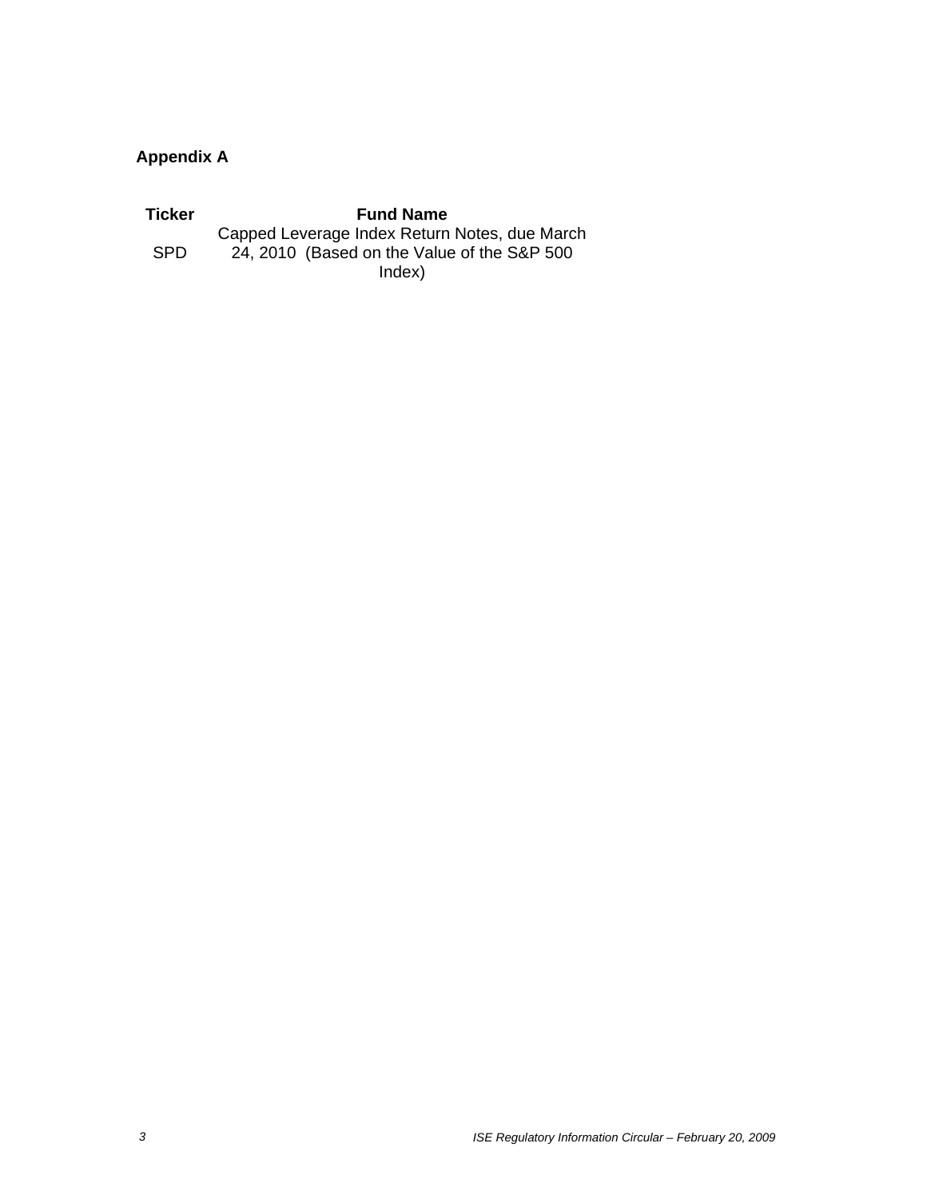**Appendix A**

| Ticker | Fund Name |
|---|---|
| SPD | Capped Leverage Index Return Notes, due March 24, 2010 (Based on the Value of the S&P 500 Index) |